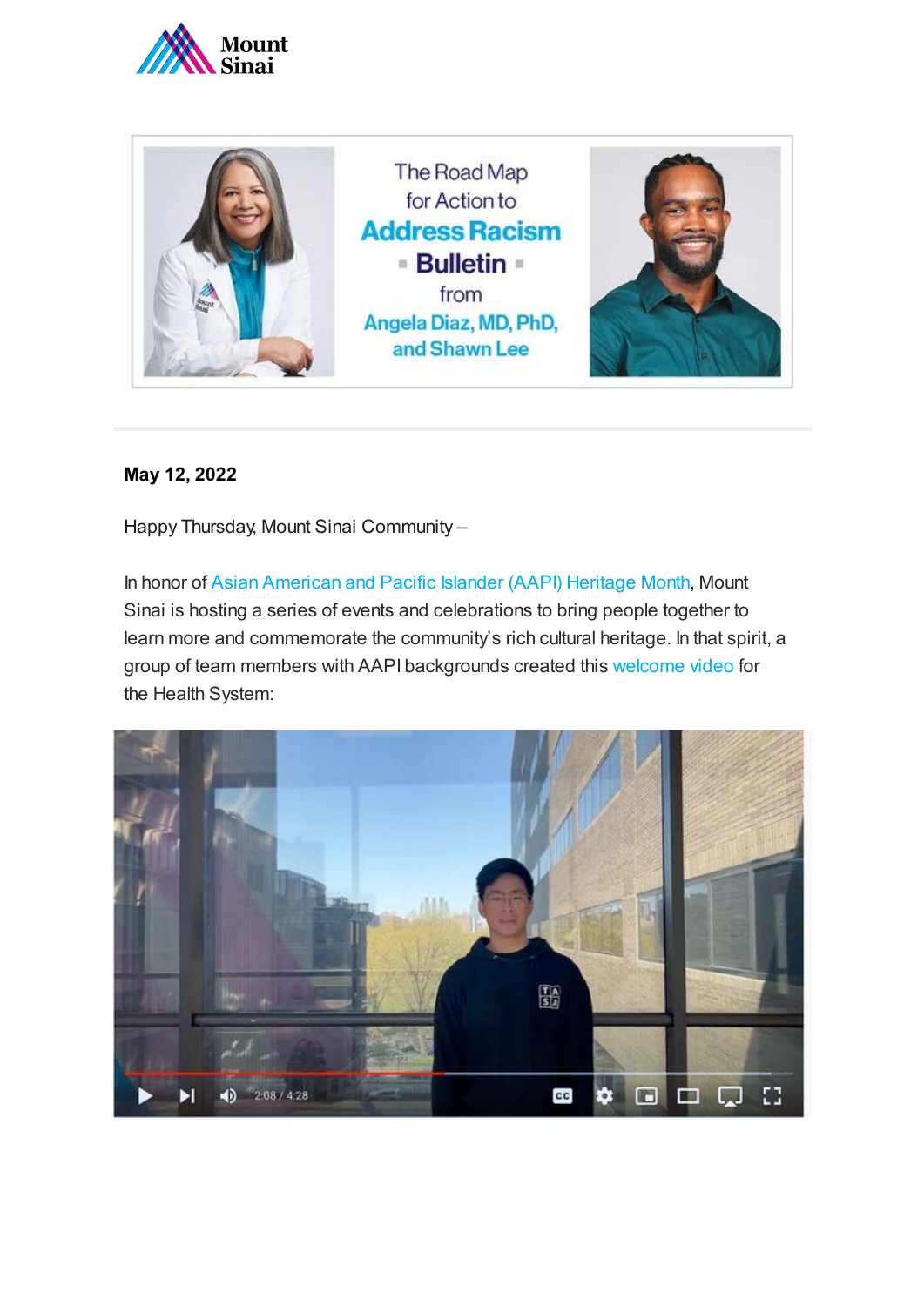The Road Map for Action to **Address Racism** Bulletin from Angela Diaz, MD, PhD, and Shawn Lee

---

**May 12, 2022**

Happy Thursday, Mount Sinai Community –

In honor of Asian American and Pacific Islander (AAPI) Heritage Month, Mount Sinai is hosting a series of events and celebrations to bring people together to learn more and commemorate the community's rich cultural heritage. In that spirit, a group of team members with AAPI backgrounds created this welcome video for the Health System: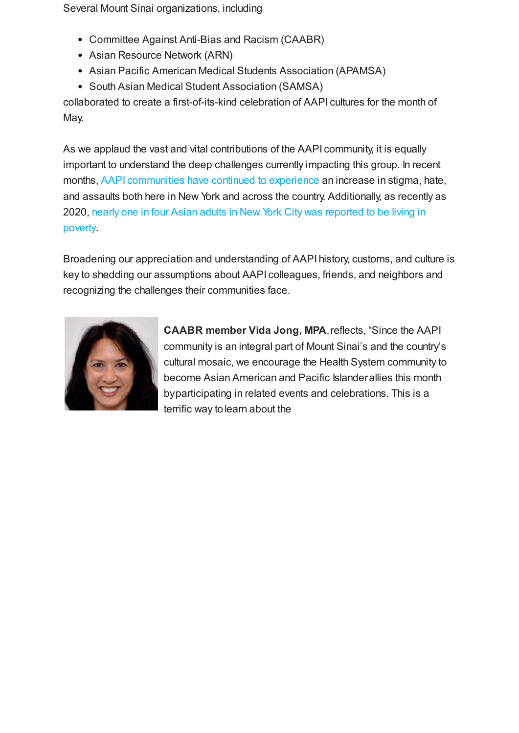Several Mount Sinai organizations, including

- Committee Against Anti-Bias and Racism (CAABR)
- Asian Resource Network (ARN)
- Asian Pacific American Medical Students Association (APAMSA)
- South Asian Medical Student Association (SAMSA)

collaborated to create a first-of-its-kind celebration of AAPI cultures for the month of May.

As we applaud the vast and vital contributions of the AAPI community, it is equally important to understand the deep challenges currently impacting this group. In recent months, AAPI communities have continued to experience an increase in stigma, hate, and assaults both here in New York and across the country. Additionally, as recently as 2020, nearly one in four Asian adults in New York City was reported to be living in poverty.

Broadening our appreciation and understanding of AAPI history, customs, and culture is key to shedding our assumptions about AAPI colleagues, friends, and neighbors and recognizing the challenges their communities face.

**CAABR member Vida Jong, MPA**, reflects, "Since the AAPI community is an integral part of Mount Sinai's and the country's cultural mosaic, we encourage the Health System community to become Asian American and Pacific Islander allies this month by participating in related events and celebrations. This is a terrific way to learn about the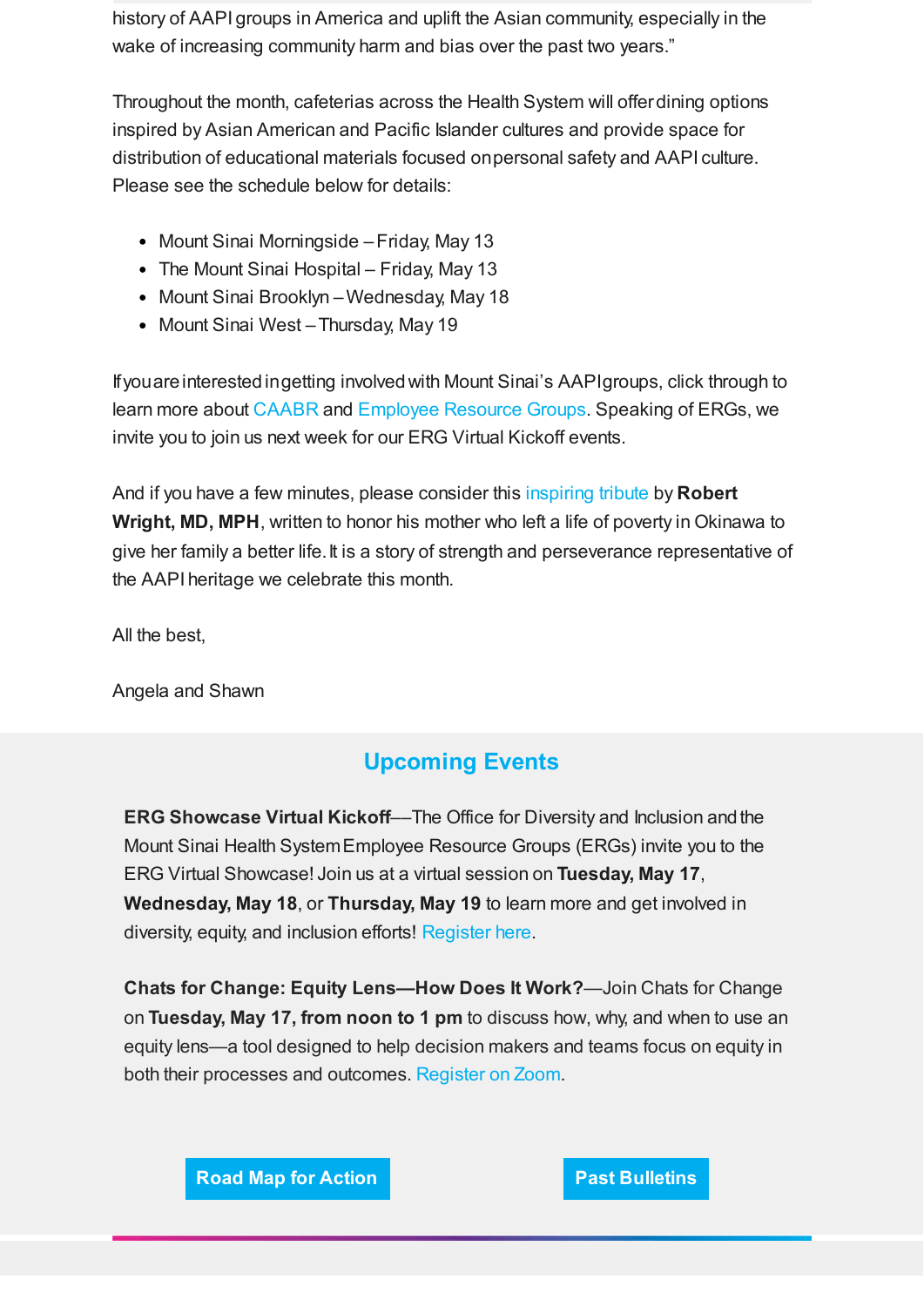history of AAPI groups in America and uplift the Asian community, especially in the wake of increasing community harm and bias over the past two years."

Throughout the month, cafeterias across the Health System will offer dining options inspired by Asian American and Pacific Islander cultures and provide space for distribution of educational materials focused on personal safety and AAPI culture. Please see the schedule below for details:

- Mount Sinai Morningside – Friday, May 13
- The Mount Sinai Hospital – Friday, May 13
- Mount Sinai Brooklyn – Wednesday, May 18
- Mount Sinai West – Thursday, May 19

If you are interested in getting involved with Mount Sinai's AAPI groups, click through to learn more about CAABR and Employee Resource Groups. Speaking of ERGs, we invite you to join us next week for our ERG Virtual Kickoff events.

And if you have a few minutes, please consider this inspiring tribute by **Robert Wright, MD, MPH**, written to honor his mother who left a life of poverty in Okinawa to give her family a better life. It is a story of strength and perseverance representative of the AAPI heritage we celebrate this month.

All the best,

Angela and Shawn

## Upcoming Events

**ERG Showcase Virtual Kickoff**—The Office for Diversity and Inclusion and the Mount Sinai Health System Employee Resource Groups (ERGs) invite you to the ERG Virtual Showcase! Join us at a virtual session on **Tuesday, May 17**, **Wednesday, May 18**, or **Thursday, May 19** to learn more and get involved in diversity, equity, and inclusion efforts! Register here.

**Chats for Change: Equity Lens—How Does It Work?**—Join Chats for Change on **Tuesday, May 17, from noon to 1 pm** to discuss how, why, and when to use an equity lens—a tool designed to help decision makers and teams focus on equity in both their processes and outcomes. Register on Zoom.

**Road Map for Action** | **Past Bulletins**